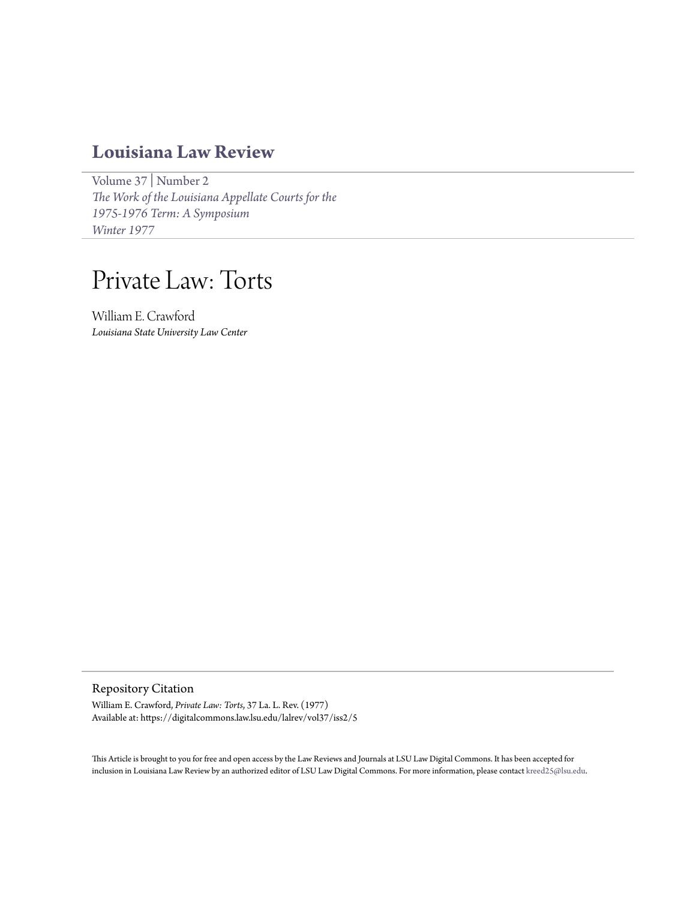# Louisiana Law Review

Volume 37 | Number 2
*The Work of the Louisiana Appellate Courts for the 1975-1976 Term: A Symposium*
*Winter 1977*

# Private Law: Torts

William E. Crawford
*Louisiana State University Law Center*

## Repository Citation

William E. Crawford, *Private Law: Torts*, 37 La. L. Rev. (1977)
Available at: https://digitalcommons.law.lsu.edu/lalrev/vol37/iss2/5

This Article is brought to you for free and open access by the Law Reviews and Journals at LSU Law Digital Commons. It has been accepted for inclusion in Louisiana Law Review by an authorized editor of LSU Law Digital Commons. For more information, please contact kreed25@lsu.edu.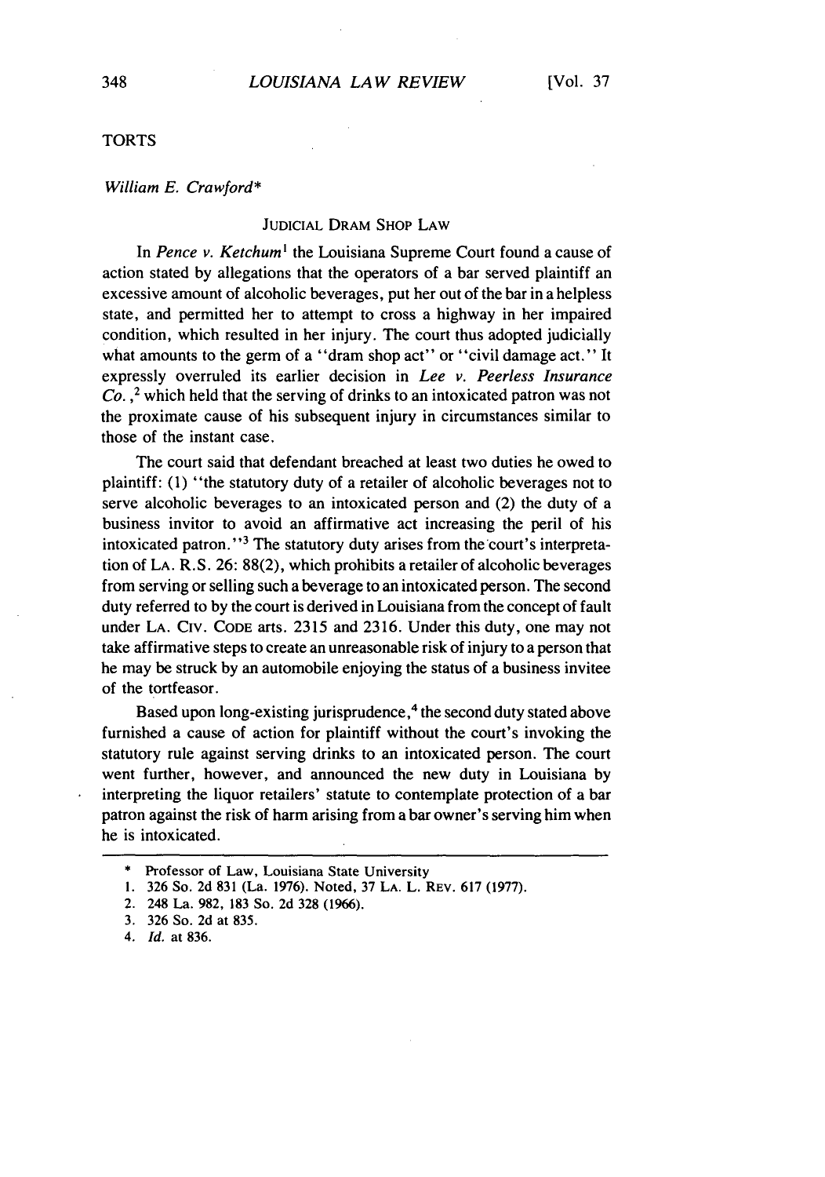## TORTS

*William E. Crawford**

### JUDICIAL DRAM SHOP LAW

In *Pence v. Ketchum*[1] the Louisiana Supreme Court found a cause of action stated by allegations that the operators of a bar served plaintiff an excessive amount of alcoholic beverages, put her out of the bar in a helpless state, and permitted her to attempt to cross a highway in her impaired condition, which resulted in her injury. The court thus adopted judicially what amounts to the germ of a "dram shop act" or "civil damage act." It expressly overruled its earlier decision in *Lee v. Peerless Insurance Co.*,[2] which held that the serving of drinks to an intoxicated patron was not the proximate cause of his subsequent injury in circumstances similar to those of the instant case.

The court said that defendant breached at least two duties he owed to plaintiff: (1) "the statutory duty of a retailer of alcoholic beverages not to serve alcoholic beverages to an intoxicated person and (2) the duty of a business invitor to avoid an affirmative act increasing the peril of his intoxicated patron."[3] The statutory duty arises from the court's interpretation of LA. R.S. 26: 88(2), which prohibits a retailer of alcoholic beverages from serving or selling such a beverage to an intoxicated person. The second duty referred to by the court is derived in Louisiana from the concept of fault under LA. CIV. CODE arts. 2315 and 2316. Under this duty, one may not take affirmative steps to create an unreasonable risk of injury to a person that he may be struck by an automobile enjoying the status of a business invitee of the tortfeasor.

Based upon long-existing jurisprudence,[4] the second duty stated above furnished a cause of action for plaintiff without the court's invoking the statutory rule against serving drinks to an intoxicated person. The court went further, however, and announced the new duty in Louisiana by interpreting the liquor retailers' statute to contemplate protection of a bar patron against the risk of harm arising from a bar owner's serving him when he is intoxicated.

---

\* Professor of Law, Louisiana State University

1. 326 So. 2d 831 (La. 1976). Noted, 37 LA. L. REV. 617 (1977).
2. 248 La. 982, 183 So. 2d 328 (1966).
3. 326 So. 2d at 835.
4. *Id.* at 836.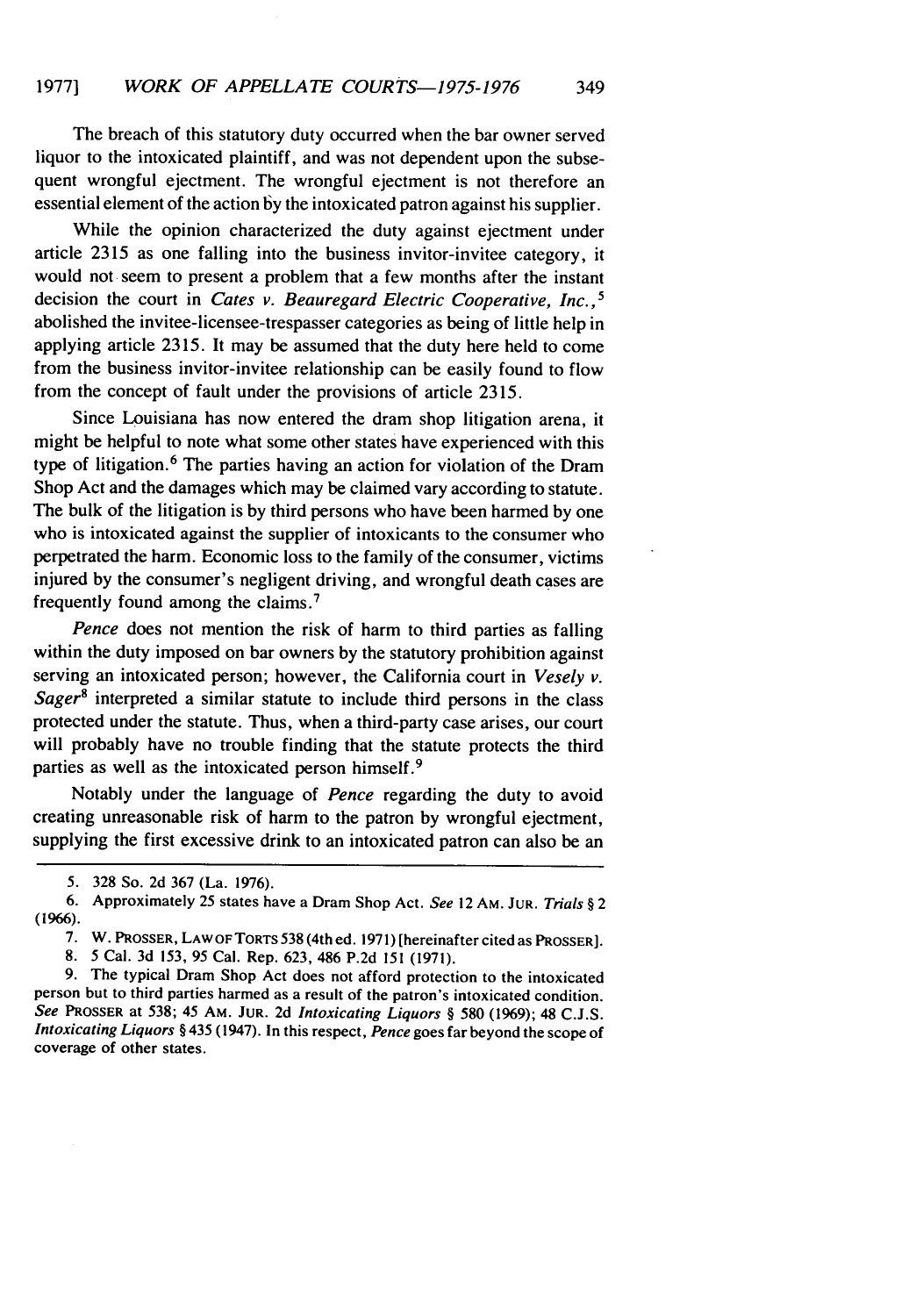The breach of this statutory duty occurred when the bar owner served liquor to the intoxicated plaintiff, and was not dependent upon the subsequent wrongful ejectment. The wrongful ejectment is not therefore an essential element of the action by the intoxicated patron against his supplier.

While the opinion characterized the duty against ejectment under article 2315 as one falling into the business invitor-invitee category, it would not seem to present a problem that a few months after the instant decision the court in *Cates v. Beauregard Electric Cooperative, Inc.*,[5] abolished the invitee-licensee-trespasser categories as being of little help in applying article 2315. It may be assumed that the duty here held to come from the business invitor-invitee relationship can be easily found to flow from the concept of fault under the provisions of article 2315.

Since Louisiana has now entered the dram shop litigation arena, it might be helpful to note what some other states have experienced with this type of litigation.[6] The parties having an action for violation of the Dram Shop Act and the damages which may be claimed vary according to statute. The bulk of the litigation is by third persons who have been harmed by one who is intoxicated against the supplier of intoxicants to the consumer who perpetrated the harm. Economic loss to the family of the consumer, victims injured by the consumer's negligent driving, and wrongful death cases are frequently found among the claims.[7]

*Pence* does not mention the risk of harm to third parties as falling within the duty imposed on bar owners by the statutory prohibition against serving an intoxicated person; however, the California court in *Vesely v. Sager*[8] interpreted a similar statute to include third persons in the class protected under the statute. Thus, when a third-party case arises, our court will probably have no trouble finding that the statute protects the third parties as well as the intoxicated person himself.[9]

Notably under the language of *Pence* regarding the duty to avoid creating unreasonable risk of harm to the patron by wrongful ejectment, supplying the first excessive drink to an intoxicated patron can also be an

---

5. 328 So. 2d 367 (La. 1976).

6. Approximately 25 states have a Dram Shop Act. *See* 12 AM. JUR. *Trials* § 2 (1966).

7. W. PROSSER, LAW OF TORTS 538 (4th ed. 1971) [hereinafter cited as PROSSER].

8. 5 Cal. 3d 153, 95 Cal. Rep. 623, 486 P.2d 151 (1971).

9. The typical Dram Shop Act does not afford protection to the intoxicated person but to third parties harmed as a result of the patron's intoxicated condition. *See* PROSSER at 538; 45 AM. JUR. 2d *Intoxicating Liquors* § 580 (1969); 48 C.J.S. *Intoxicating Liquors* § 435 (1947). In this respect, *Pence* goes far beyond the scope of coverage of other states.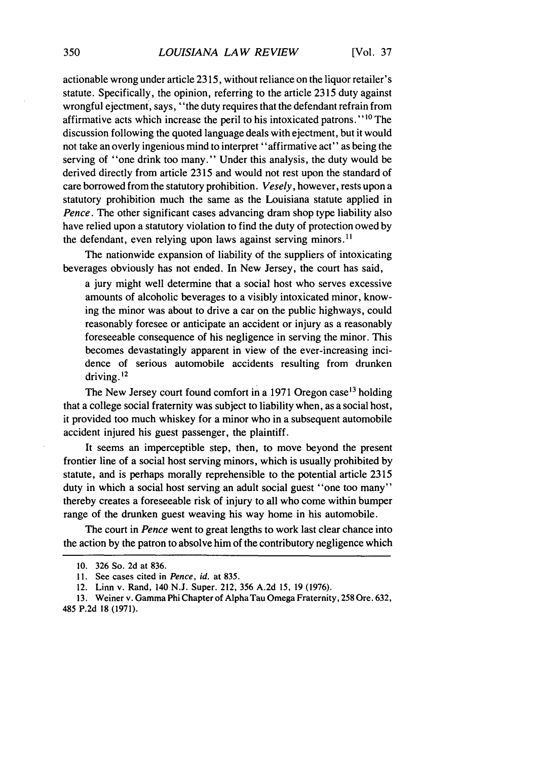actionable wrong under article 2315, without reliance on the liquor retailer's statute. Specifically, the opinion, referring to the article 2315 duty against wrongful ejectment, says, "the duty requires that the defendant refrain from affirmative acts which increase the peril to his intoxicated patrons."[10] The discussion following the quoted language deals with ejectment, but it would not take an overly ingenious mind to interpret "affirmative act" as being the serving of "one drink too many." Under this analysis, the duty would be derived directly from article 2315 and would not rest upon the standard of care borrowed from the statutory prohibition. *Vesely*, however, rests upon a statutory prohibition much the same as the Louisiana statute applied in *Pence*. The other significant cases advancing dram shop type liability also have relied upon a statutory violation to find the duty of protection owed by the defendant, even relying upon laws against serving minors.[11]

The nationwide expansion of liability of the suppliers of intoxicating beverages obviously has not ended. In New Jersey, the court has said,

> a jury might well determine that a social host who serves excessive amounts of alcoholic beverages to a visibly intoxicated minor, knowing the minor was about to drive a car on the public highways, could reasonably foresee or anticipate an accident or injury as a reasonably foreseeable consequence of his negligence in serving the minor. This becomes devastatingly apparent in view of the ever-increasing incidence of serious automobile accidents resulting from drunken driving.[12]

The New Jersey court found comfort in a 1971 Oregon case[13] holding that a college social fraternity was subject to liability when, as a social host, it provided too much whiskey for a minor who in a subsequent automobile accident injured his guest passenger, the plaintiff.

It seems an imperceptible step, then, to move beyond the present frontier line of a social host serving minors, which is usually prohibited by statute, and is perhaps morally reprehensible to the potential article 2315 duty in which a social host serving an adult social guest "one too many" thereby creates a foreseeable risk of injury to all who come within bumper range of the drunken guest weaving his way home in his automobile.

The court in *Pence* went to great lengths to work last clear chance into the action by the patron to absolve him of the contributory negligence which

---

10. 326 So. 2d at 836.

11. See cases cited in *Pence*, *id.* at 835.

12. Linn v. Rand, 140 N.J. Super. 212, 356 A.2d 15, 19 (1976).

13. Weiner v. Gamma Phi Chapter of Alpha Tau Omega Fraternity, 258 Ore. 632, 485 P.2d 18 (1971).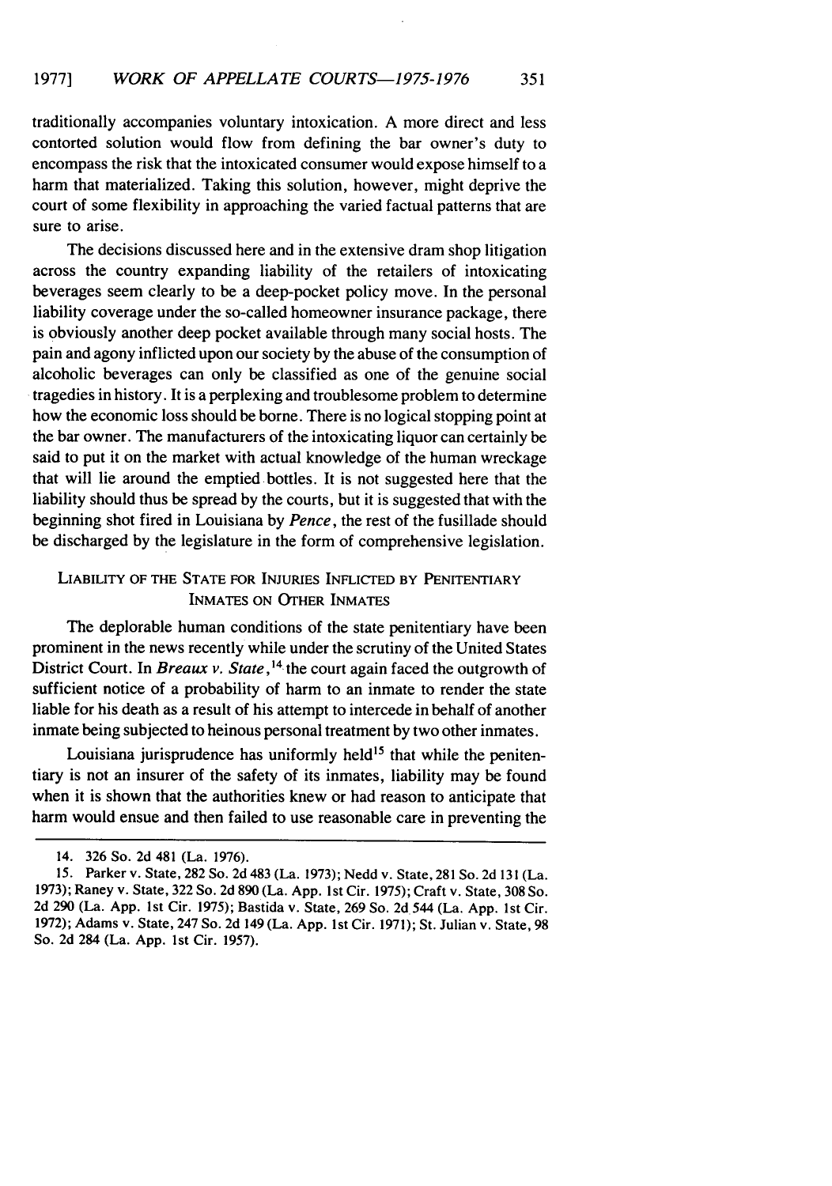traditionally accompanies voluntary intoxication. A more direct and less contorted solution would flow from defining the bar owner's duty to encompass the risk that the intoxicated consumer would expose himself to a harm that materialized. Taking this solution, however, might deprive the court of some flexibility in approaching the varied factual patterns that are sure to arise.

The decisions discussed here and in the extensive dram shop litigation across the country expanding liability of the retailers of intoxicating beverages seem clearly to be a deep-pocket policy move. In the personal liability coverage under the so-called homeowner insurance package, there is obviously another deep pocket available through many social hosts. The pain and agony inflicted upon our society by the abuse of the consumption of alcoholic beverages can only be classified as one of the genuine social tragedies in history. It is a perplexing and troublesome problem to determine how the economic loss should be borne. There is no logical stopping point at the bar owner. The manufacturers of the intoxicating liquor can certainly be said to put it on the market with actual knowledge of the human wreckage that will lie around the emptied bottles. It is not suggested here that the liability should thus be spread by the courts, but it is suggested that with the beginning shot fired in Louisiana by *Pence*, the rest of the fusillade should be discharged by the legislature in the form of comprehensive legislation.

## LIABILITY OF THE STATE FOR INJURIES INFLICTED BY PENITENTIARY INMATES ON OTHER INMATES

The deplorable human conditions of the state penitentiary have been prominent in the news recently while under the scrutiny of the United States District Court. In *Breaux v. State*,[14] the court again faced the outgrowth of sufficient notice of a probability of harm to an inmate to render the state liable for his death as a result of his attempt to intercede in behalf of another inmate being subjected to heinous personal treatment by two other inmates.

Louisiana jurisprudence has uniformly held[15] that while the penitentiary is not an insurer of the safety of its inmates, liability may be found when it is shown that the authorities knew or had reason to anticipate that harm would ensue and then failed to use reasonable care in preventing the

---

14. 326 So. 2d 481 (La. 1976).

15. Parker v. State, 282 So. 2d 483 (La. 1973); Nedd v. State, 281 So. 2d 131 (La. 1973); Raney v. State, 322 So. 2d 890 (La. App. 1st Cir. 1975); Craft v. State, 308 So. 2d 290 (La. App. 1st Cir. 1975); Bastida v. State, 269 So. 2d 544 (La. App. 1st Cir. 1972); Adams v. State, 247 So. 2d 149 (La. App. 1st Cir. 1971); St. Julian v. State, 98 So. 2d 284 (La. App. 1st Cir. 1957).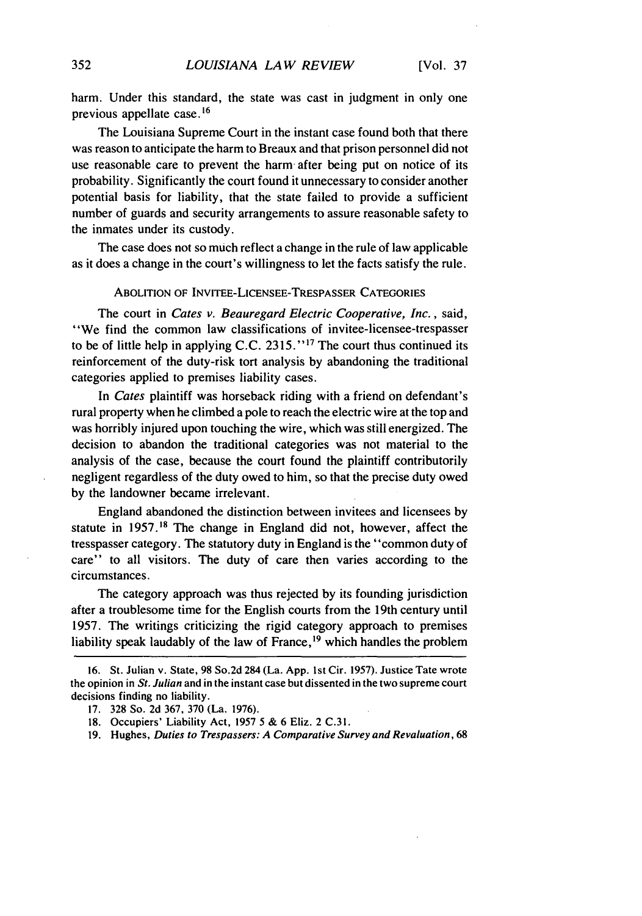harm. Under this standard, the state was cast in judgment in only one previous appellate case.[16]

The Louisiana Supreme Court in the instant case found both that there was reason to anticipate the harm to Breaux and that prison personnel did not use reasonable care to prevent the harm after being put on notice of its probability. Significantly the court found it unnecessary to consider another potential basis for liability, that the state failed to provide a sufficient number of guards and security arrangements to assure reasonable safety to the inmates under its custody.

The case does not so much reflect a change in the rule of law applicable as it does a change in the court's willingness to let the facts satisfy the rule.

### ABOLITION OF INVITEE-LICENSEE-TRESPASSER CATEGORIES

The court in *Cates v. Beauregard Electric Cooperative, Inc.*, said, "We find the common law classifications of invitee-licensee-trespasser to be of little help in applying C.C. 2315."[17] The court thus continued its reinforcement of the duty-risk tort analysis by abandoning the traditional categories applied to premises liability cases.

In *Cates* plaintiff was horseback riding with a friend on defendant's rural property when he climbed a pole to reach the electric wire at the top and was horribly injured upon touching the wire, which was still energized. The decision to abandon the traditional categories was not material to the analysis of the case, because the court found the plaintiff contributorily negligent regardless of the duty owed to him, so that the precise duty owed by the landowner became irrelevant.

England abandoned the distinction between invitees and licensees by statute in 1957.[18] The change in England did not, however, affect the tresspasser category. The statutory duty in England is the "common duty of care" to all visitors. The duty of care then varies according to the circumstances.

The category approach was thus rejected by its founding jurisdiction after a troublesome time for the English courts from the 19th century until 1957. The writings criticizing the rigid category approach to premises liability speak laudably of the law of France,[19] which handles the problem

---

16. St. Julian v. State, 98 So.2d 284 (La. App. 1st Cir. 1957). Justice Tate wrote the opinion in *St. Julian* and in the instant case but dissented in the two supreme court decisions finding no liability.

17. 328 So. 2d 367, 370 (La. 1976).

18. Occupiers' Liability Act, 1957 5 & 6 Eliz. 2 C.31.

19. Hughes, *Duties to Trespassers: A Comparative Survey and Revaluation*, 68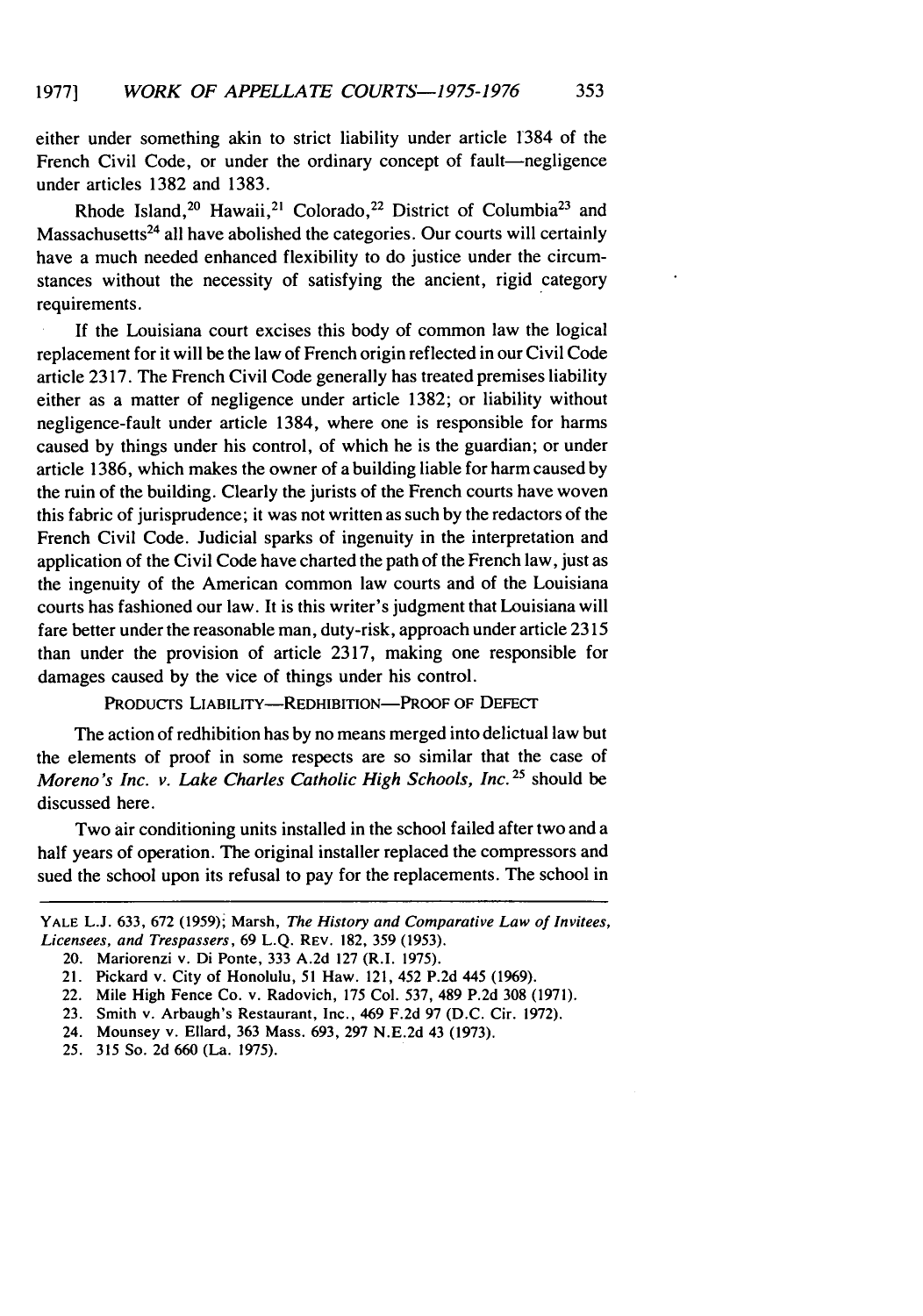either under something akin to strict liability under article 1384 of the French Civil Code, or under the ordinary concept of fault—negligence under articles 1382 and 1383.

Rhode Island,[20] Hawaii,[21] Colorado,[22] District of Columbia[23] and Massachusetts[24] all have abolished the categories. Our courts will certainly have a much needed enhanced flexibility to do justice under the circumstances without the necessity of satisfying the ancient, rigid category requirements.

If the Louisiana court excises this body of common law the logical replacement for it will be the law of French origin reflected in our Civil Code article 2317. The French Civil Code generally has treated premises liability either as a matter of negligence under article 1382; or liability without negligence-fault under article 1384, where one is responsible for harms caused by things under his control, of which he is the guardian; or under article 1386, which makes the owner of a building liable for harm caused by the ruin of the building. Clearly the jurists of the French courts have woven this fabric of jurisprudence; it was not written as such by the redactors of the French Civil Code. Judicial sparks of ingenuity in the interpretation and application of the Civil Code have charted the path of the French law, just as the ingenuity of the American common law courts and of the Louisiana courts has fashioned our law. It is this writer's judgment that Louisiana will fare better under the reasonable man, duty-risk, approach under article 2315 than under the provision of article 2317, making one responsible for damages caused by the vice of things under his control.

### PRODUCTS LIABILITY—REDHIBITION—PROOF OF DEFECT

The action of redhibition has by no means merged into delictual law but the elements of proof in some respects are so similar that the case of *Moreno's Inc. v. Lake Charles Catholic High Schools, Inc.*[25] should be discussed here.

Two air conditioning units installed in the school failed after two and a half years of operation. The original installer replaced the compressors and sued the school upon its refusal to pay for the replacements. The school in

---

YALE L.J. 633, 672 (1959); Marsh, *The History and Comparative Law of Invitees, Licensees, and Trespassers*, 69 L.Q. REV. 182, 359 (1953).

20. Mariorenzi v. Di Ponte, 333 A.2d 127 (R.I. 1975).

21. Pickard v. City of Honolulu, 51 Haw. 121, 452 P.2d 445 (1969).

22. Mile High Fence Co. v. Radovich, 175 Col. 537, 489 P.2d 308 (1971).

23. Smith v. Arbaugh's Restaurant, Inc., 469 F.2d 97 (D.C. Cir. 1972).

24. Mounsey v. Ellard, 363 Mass. 693, 297 N.E.2d 43 (1973).

25. 315 So. 2d 660 (La. 1975).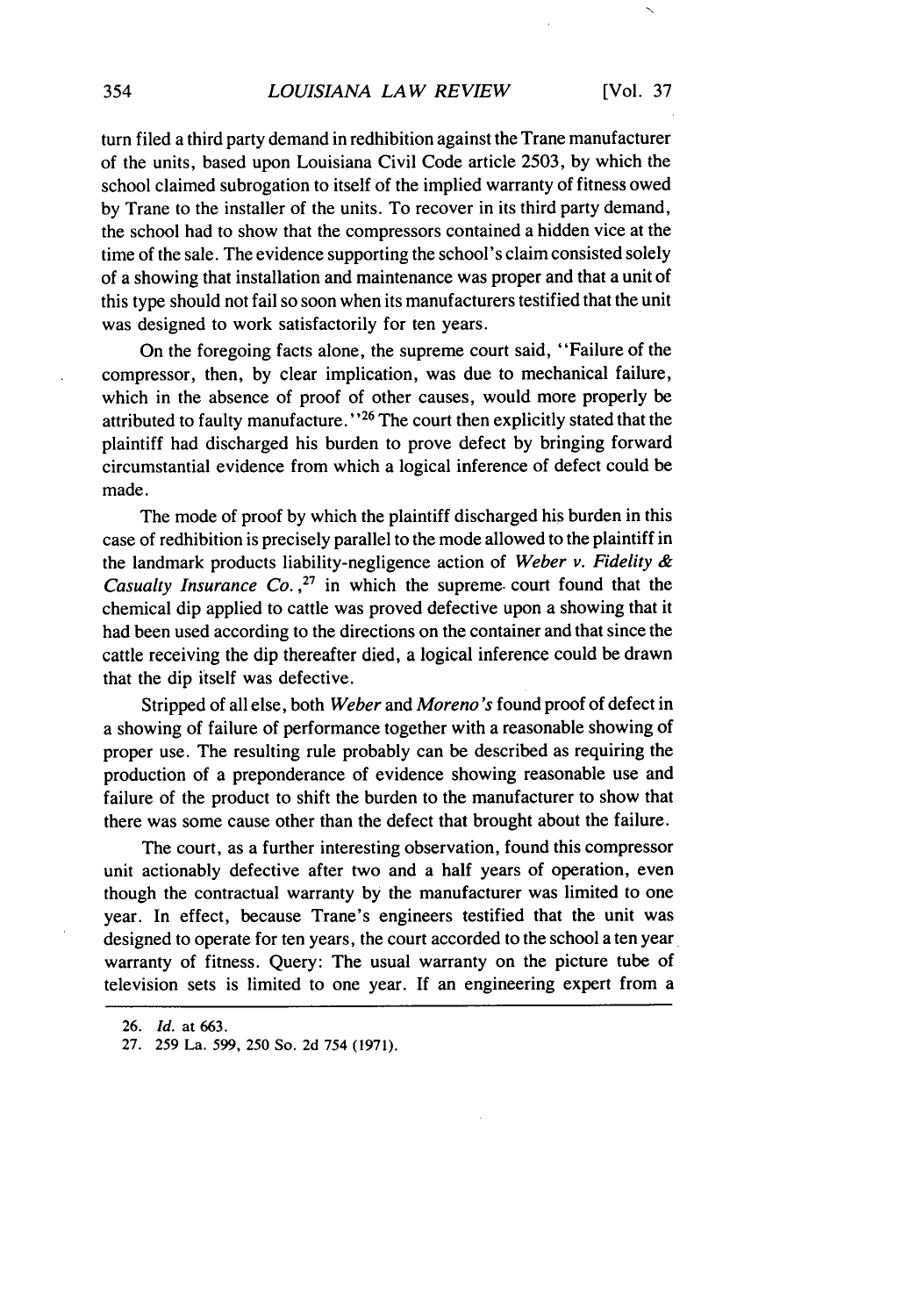turn filed a third party demand in redhibition against the Trane manufacturer of the units, based upon Louisiana Civil Code article 2503, by which the school claimed subrogation to itself of the implied warranty of fitness owed by Trane to the installer of the units. To recover in its third party demand, the school had to show that the compressors contained a hidden vice at the time of the sale. The evidence supporting the school's claim consisted solely of a showing that installation and maintenance was proper and that a unit of this type should not fail so soon when its manufacturers testified that the unit was designed to work satisfactorily for ten years.

On the foregoing facts alone, the supreme court said, "Failure of the compressor, then, by clear implication, was due to mechanical failure, which in the absence of proof of other causes, would more properly be attributed to faulty manufacture."[26] The court then explicitly stated that the plaintiff had discharged his burden to prove defect by bringing forward circumstantial evidence from which a logical inference of defect could be made.

The mode of proof by which the plaintiff discharged his burden in this case of redhibition is precisely parallel to the mode allowed to the plaintiff in the landmark products liability-negligence action of *Weber v. Fidelity & Casualty Insurance Co.*,[27] in which the supreme court found that the chemical dip applied to cattle was proved defective upon a showing that it had been used according to the directions on the container and that since the cattle receiving the dip thereafter died, a logical inference could be drawn that the dip itself was defective.

Stripped of all else, both *Weber* and *Moreno's* found proof of defect in a showing of failure of performance together with a reasonable showing of proper use. The resulting rule probably can be described as requiring the production of a preponderance of evidence showing reasonable use and failure of the product to shift the burden to the manufacturer to show that there was some cause other than the defect that brought about the failure.

The court, as a further interesting observation, found this compressor unit actionably defective after two and a half years of operation, even though the contractual warranty by the manufacturer was limited to one year. In effect, because Trane's engineers testified that the unit was designed to operate for ten years, the court accorded to the school a ten year warranty of fitness. Query: The usual warranty on the picture tube of television sets is limited to one year. If an engineering expert from a

---

26. *Id.* at 663.

27. 259 La. 599, 250 So. 2d 754 (1971).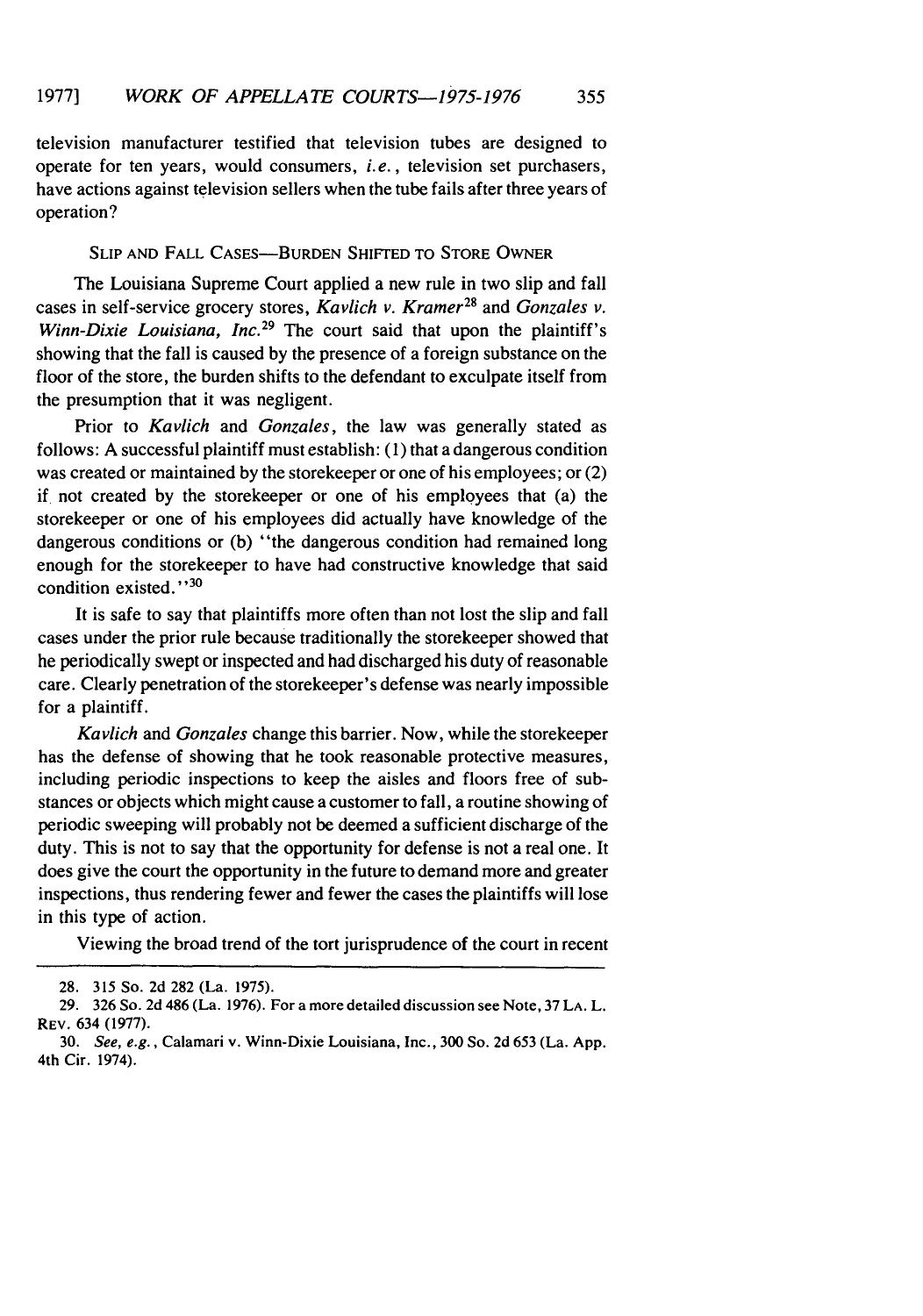television manufacturer testified that television tubes are designed to operate for ten years, would consumers, *i.e.*, television set purchasers, have actions against television sellers when the tube fails after three years of operation?

### SLIP AND FALL CASES—BURDEN SHIFTED TO STORE OWNER

The Louisiana Supreme Court applied a new rule in two slip and fall cases in self-service grocery stores, *Kavlich v. Kramer*[28] and *Gonzales v. Winn-Dixie Louisiana, Inc.*[29] The court said that upon the plaintiff's showing that the fall is caused by the presence of a foreign substance on the floor of the store, the burden shifts to the defendant to exculpate itself from the presumption that it was negligent.

Prior to *Kavlich* and *Gonzales*, the law was generally stated as follows: A successful plaintiff must establish: (1) that a dangerous condition was created or maintained by the storekeeper or one of his employees; or (2) if not created by the storekeeper or one of his employees that (a) the storekeeper or one of his employees did actually have knowledge of the dangerous conditions or (b) "the dangerous condition had remained long enough for the storekeeper to have had constructive knowledge that said condition existed."[30]

It is safe to say that plaintiffs more often than not lost the slip and fall cases under the prior rule because traditionally the storekeeper showed that he periodically swept or inspected and had discharged his duty of reasonable care. Clearly penetration of the storekeeper's defense was nearly impossible for a plaintiff.

*Kavlich* and *Gonzales* change this barrier. Now, while the storekeeper has the defense of showing that he took reasonable protective measures, including periodic inspections to keep the aisles and floors free of substances or objects which might cause a customer to fall, a routine showing of periodic sweeping will probably not be deemed a sufficient discharge of the duty. This is not to say that the opportunity for defense is not a real one. It does give the court the opportunity in the future to demand more and greater inspections, thus rendering fewer and fewer the cases the plaintiffs will lose in this type of action.

Viewing the broad trend of the tort jurisprudence of the court in recent

---

28. 315 So. 2d 282 (La. 1975).

29. 326 So. 2d 486 (La. 1976). For a more detailed discussion see Note, 37 LA. L. REV. 634 (1977).

30. *See, e.g.*, Calamari v. Winn-Dixie Louisiana, Inc., 300 So. 2d 653 (La. App. 4th Cir. 1974).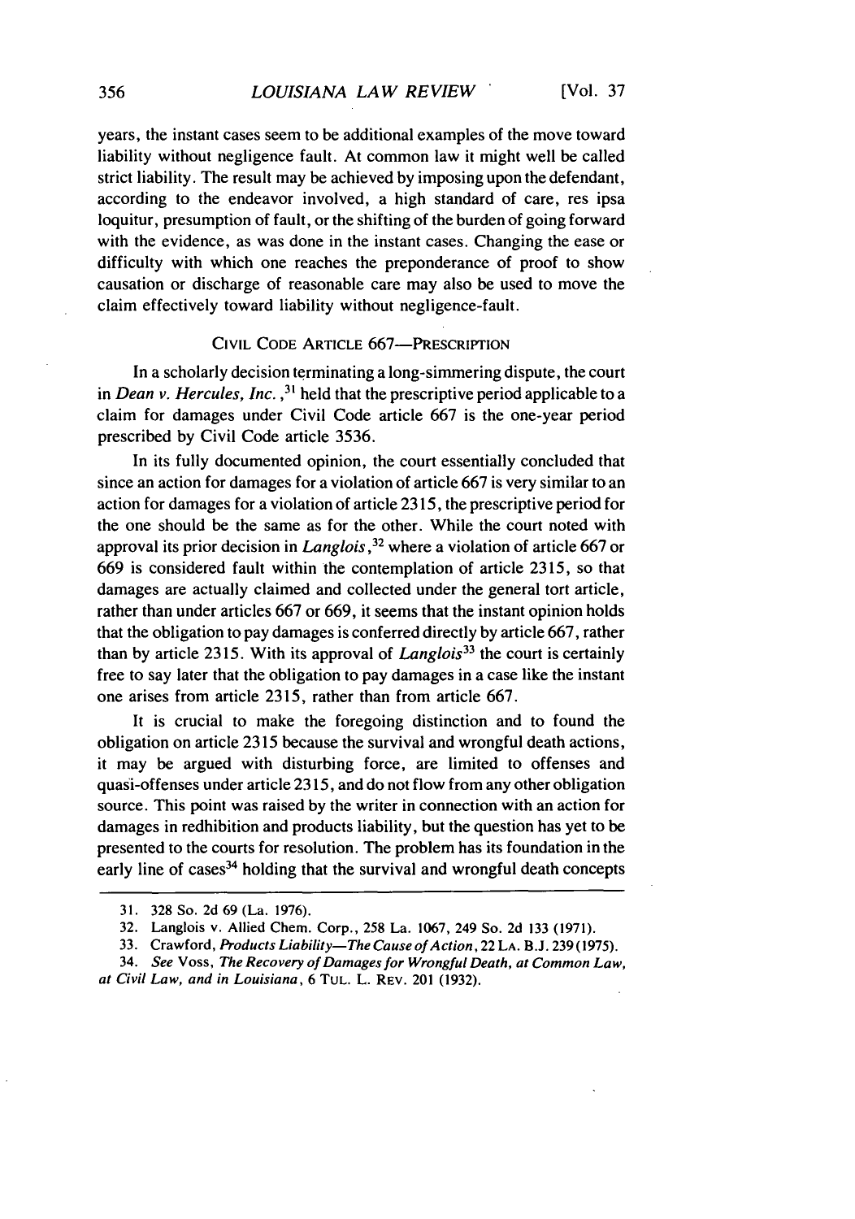years, the instant cases seem to be additional examples of the move toward liability without negligence fault. At common law it might well be called strict liability. The result may be achieved by imposing upon the defendant, according to the endeavor involved, a high standard of care, res ipsa loquitur, presumption of fault, or the shifting of the burden of going forward with the evidence, as was done in the instant cases. Changing the ease or difficulty with which one reaches the preponderance of proof to show causation or discharge of reasonable care may also be used to move the claim effectively toward liability without negligence-fault.

### CIVIL CODE ARTICLE 667—PRESCRIPTION

In a scholarly decision terminating a long-simmering dispute, the court in *Dean v. Hercules, Inc.*,[31] held that the prescriptive period applicable to a claim for damages under Civil Code article 667 is the one-year period prescribed by Civil Code article 3536.

In its fully documented opinion, the court essentially concluded that since an action for damages for a violation of article 667 is very similar to an action for damages for a violation of article 2315, the prescriptive period for the one should be the same as for the other. While the court noted with approval its prior decision in *Langlois*,[32] where a violation of article 667 or 669 is considered fault within the contemplation of article 2315, so that damages are actually claimed and collected under the general tort article, rather than under articles 667 or 669, it seems that the instant opinion holds that the obligation to pay damages is conferred directly by article 667, rather than by article 2315. With its approval of *Langlois*[33] the court is certainly free to say later that the obligation to pay damages in a case like the instant one arises from article 2315, rather than from article 667.

It is crucial to make the foregoing distinction and to found the obligation on article 2315 because the survival and wrongful death actions, it may be argued with disturbing force, are limited to offenses and quasi-offenses under article 2315, and do not flow from any other obligation source. This point was raised by the writer in connection with an action for damages in redhibition and products liability, but the question has yet to be presented to the courts for resolution. The problem has its foundation in the early line of cases[34] holding that the survival and wrongful death concepts

---

31. 328 So. 2d 69 (La. 1976).

32. Langlois v. Allied Chem. Corp., 258 La. 1067, 249 So. 2d 133 (1971).

33. Crawford, *Products Liability—The Cause of Action*, 22 LA. B.J. 239 (1975).

34. *See* Voss, *The Recovery of Damages for Wrongful Death, at Common Law, at Civil Law, and in Louisiana*, 6 TUL. L. REV. 201 (1932).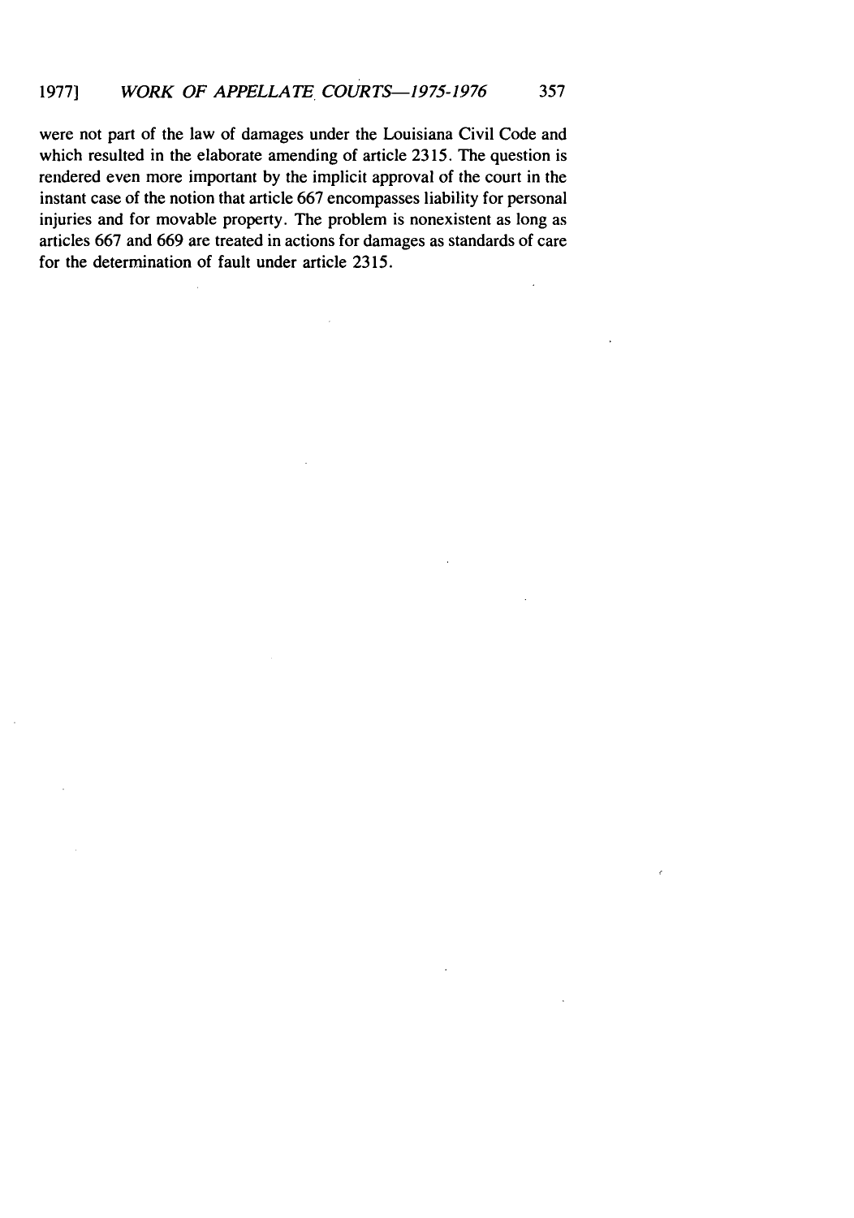were not part of the law of damages under the Louisiana Civil Code and which resulted in the elaborate amending of article 2315. The question is rendered even more important by the implicit approval of the court in the instant case of the notion that article 667 encompasses liability for personal injuries and for movable property. The problem is nonexistent as long as articles 667 and 669 are treated in actions for damages as standards of care for the determination of fault under article 2315.